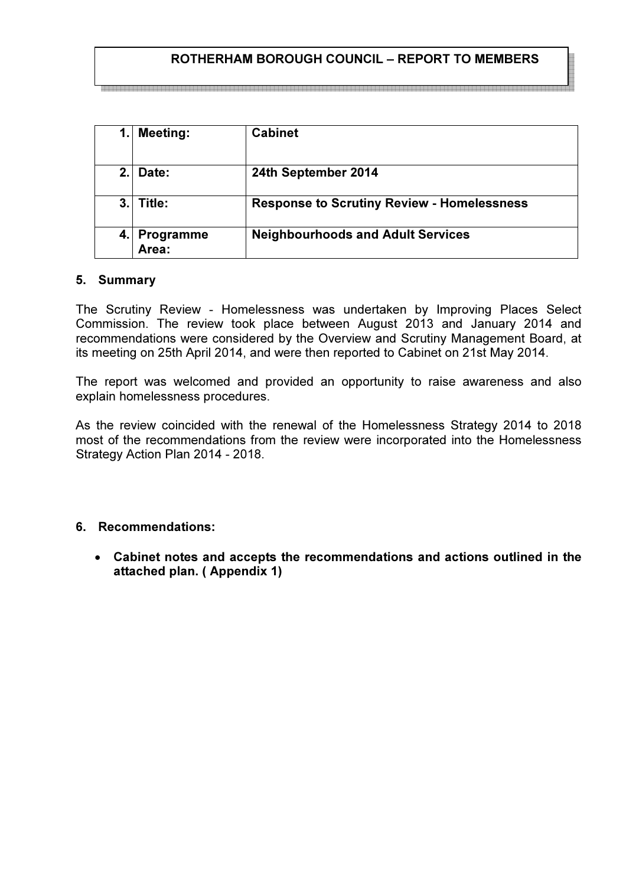# ROTHERHAM BOROUGH COUNCIL – REPORT TO MEMBERS

| | | |
|---|---|---|
| 1. | Meeting: | Cabinet |
| 2. | Date: | 24th September 2014 |
| 3. | Title: | Response to Scrutiny Review - Homelessness |
| 4. | Programme Area: | Neighbourhoods and Adult Services |

## 5. Summary

The Scrutiny Review - Homelessness was undertaken by Improving Places Select Commission. The review took place between August 2013 and January 2014 and recommendations were considered by the Overview and Scrutiny Management Board, at its meeting on 25th April 2014, and were then reported to Cabinet on 21st May 2014.

The report was welcomed and provided an opportunity to raise awareness and also explain homelessness procedures.

As the review coincided with the renewal of the Homelessness Strategy 2014 to 2018 most of the recommendations from the review were incorporated into the Homelessness Strategy Action Plan 2014 - 2018.

## 6. Recommendations:

- **Cabinet notes and accepts the recommendations and actions outlined in the attached plan. ( Appendix 1)**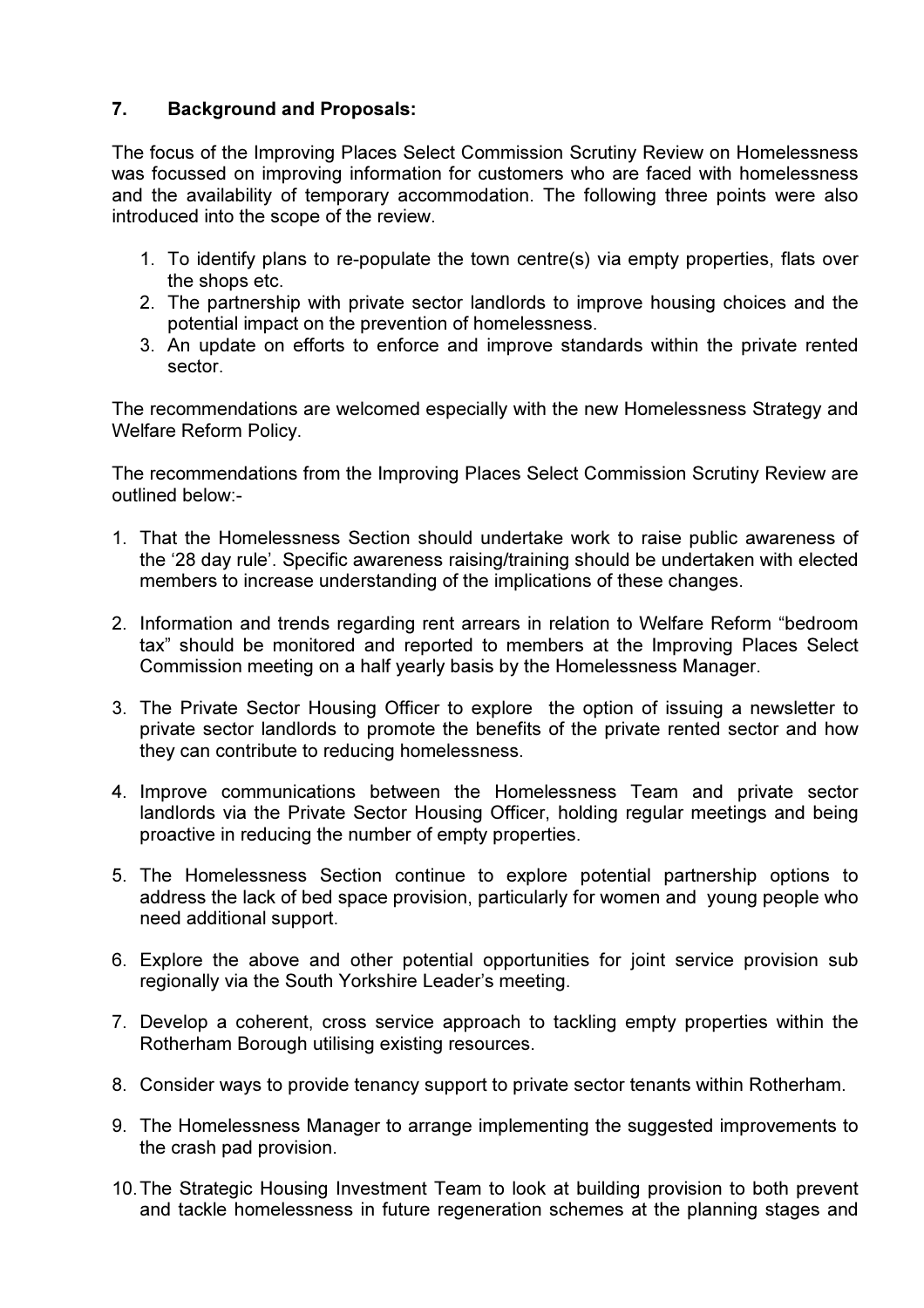## 7. Background and Proposals:

The focus of the Improving Places Select Commission Scrutiny Review on Homelessness was focussed on improving information for customers who are faced with homelessness and the availability of temporary accommodation. The following three points were also introduced into the scope of the review.

1. To identify plans to re-populate the town centre(s) via empty properties, flats over the shops etc.
2. The partnership with private sector landlords to improve housing choices and the potential impact on the prevention of homelessness.
3. An update on efforts to enforce and improve standards within the private rented sector.

The recommendations are welcomed especially with the new Homelessness Strategy and Welfare Reform Policy.

The recommendations from the Improving Places Select Commission Scrutiny Review are outlined below:-

1. That the Homelessness Section should undertake work to raise public awareness of the '28 day rule'. Specific awareness raising/training should be undertaken with elected members to increase understanding of the implications of these changes.

2. Information and trends regarding rent arrears in relation to Welfare Reform "bedroom tax" should be monitored and reported to members at the Improving Places Select Commission meeting on a half yearly basis by the Homelessness Manager.

3. The Private Sector Housing Officer to explore the option of issuing a newsletter to private sector landlords to promote the benefits of the private rented sector and how they can contribute to reducing homelessness.

4. Improve communications between the Homelessness Team and private sector landlords via the Private Sector Housing Officer, holding regular meetings and being proactive in reducing the number of empty properties.

5. The Homelessness Section continue to explore potential partnership options to address the lack of bed space provision, particularly for women and young people who need additional support.

6. Explore the above and other potential opportunities for joint service provision sub regionally via the South Yorkshire Leader's meeting.

7. Develop a coherent, cross service approach to tackling empty properties within the Rotherham Borough utilising existing resources.

8. Consider ways to provide tenancy support to private sector tenants within Rotherham.

9. The Homelessness Manager to arrange implementing the suggested improvements to the crash pad provision.

10. The Strategic Housing Investment Team to look at building provision to both prevent and tackle homelessness in future regeneration schemes at the planning stages and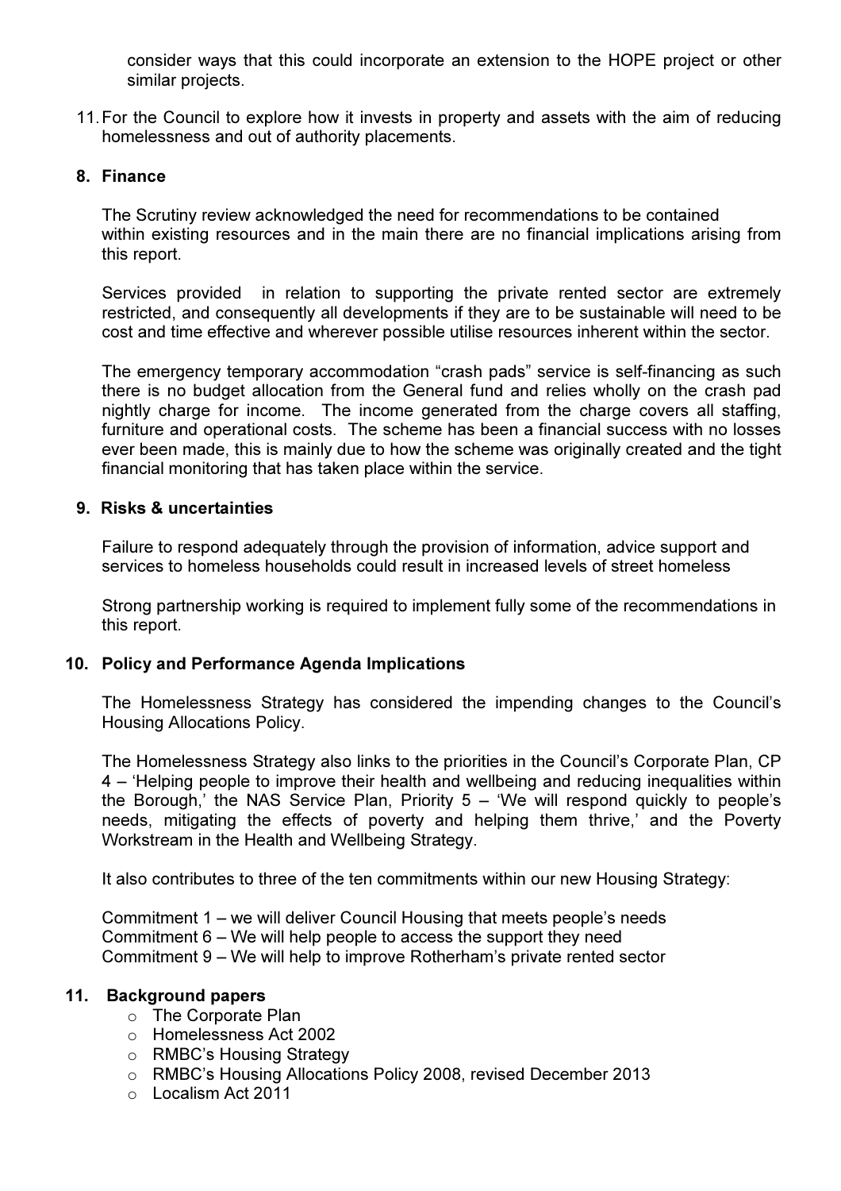consider ways that this could incorporate an extension to the HOPE project or other similar projects.

11. For the Council to explore how it invests in property and assets with the aim of reducing homelessness and out of authority placements.

## 8. Finance

The Scrutiny review acknowledged the need for recommendations to be contained within existing resources and in the main there are no financial implications arising from this report.

Services provided in relation to supporting the private rented sector are extremely restricted, and consequently all developments if they are to be sustainable will need to be cost and time effective and wherever possible utilise resources inherent within the sector.

The emergency temporary accommodation “crash pads” service is self-financing as such there is no budget allocation from the General fund and relies wholly on the crash pad nightly charge for income. The income generated from the charge covers all staffing, furniture and operational costs. The scheme has been a financial success with no losses ever been made, this is mainly due to how the scheme was originally created and the tight financial monitoring that has taken place within the service.

## 9. Risks & uncertainties

Failure to respond adequately through the provision of information, advice support and services to homeless households could result in increased levels of street homeless

Strong partnership working is required to implement fully some of the recommendations in this report.

## 10. Policy and Performance Agenda Implications

The Homelessness Strategy has considered the impending changes to the Council’s Housing Allocations Policy.

The Homelessness Strategy also links to the priorities in the Council’s Corporate Plan, CP 4 – ‘Helping people to improve their health and wellbeing and reducing inequalities within the Borough,’ the NAS Service Plan, Priority 5 – ‘We will respond quickly to people’s needs, mitigating the effects of poverty and helping them thrive,’ and the Poverty Workstream in the Health and Wellbeing Strategy.

It also contributes to three of the ten commitments within our new Housing Strategy:

Commitment 1 – we will deliver Council Housing that meets people’s needs
Commitment 6 – We will help people to access the support they need
Commitment 9 – We will help to improve Rotherham’s private rented sector

## 11. Background papers

- The Corporate Plan
- Homelessness Act 2002
- RMBC’s Housing Strategy
- RMBC’s Housing Allocations Policy 2008, revised December 2013
- Localism Act 2011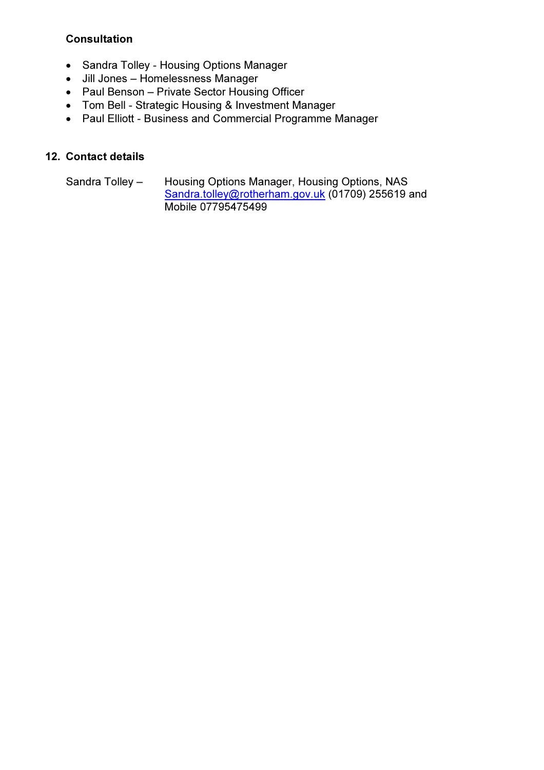**Consultation**

- Sandra Tolley - Housing Options Manager
- Jill Jones – Homelessness Manager
- Paul Benson – Private Sector Housing Officer
- Tom Bell - Strategic Housing & Investment Manager
- Paul Elliott - Business and Commercial Programme Manager

## 12. Contact details

Sandra Tolley – Housing Options Manager, Housing Options, NAS
Sandra.tolley@rotherham.gov.uk (01709) 255619 and
Mobile 07795475499